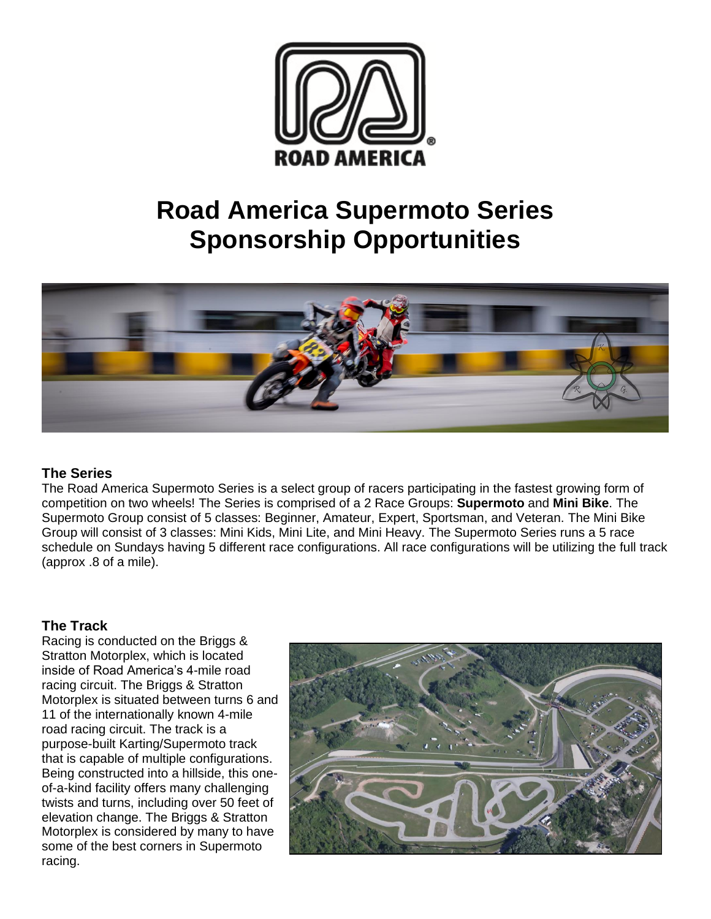# Road America Supermoto Series Sponsorship Opportunities

### The Series

The Road America Supermoto Series is a select group of racers participating in the fastest growing form of competition on two wheels! The Series is comprised of a 2 Race Groups: **Supermoto** and **Mini Bike**. The Supermoto Group consist of 5 classes: Beginner, Amateur, Expert, Sportsman, and Veteran. The Mini Bike Group will consist of 3 classes: Mini Kids, Mini Lite, and Mini Heavy. The Supermoto Series runs a 5 race schedule on Sundays having 5 different race configurations. All race configurations will be utilizing the full track (approx .8 of a mile).

### The Track

Racing is conducted on the Briggs & Stratton Motorplex, which is located inside of Road America's 4-mile road racing circuit. The Briggs & Stratton Motorplex is situated between turns 6 and 11 of the internationally known 4-mile road racing circuit. The track is a purpose-built Karting/Supermoto track that is capable of multiple configurations. Being constructed into a hillside, this one-of-a-kind facility offers many challenging twists and turns, including over 50 feet of elevation change. The Briggs & Stratton Motorplex is considered by many to have some of the best corners in Supermoto racing.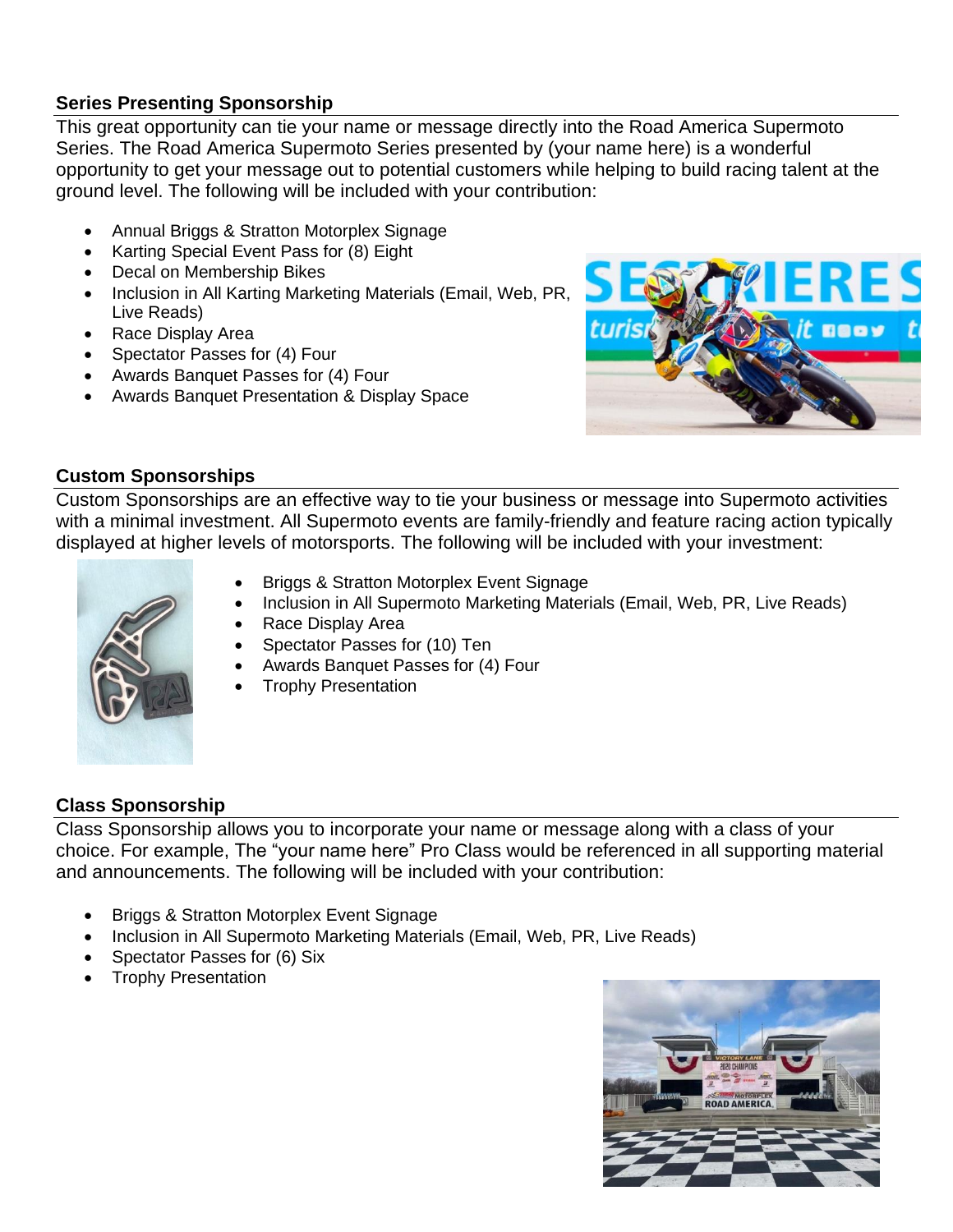## Series Presenting Sponsorship

This great opportunity can tie your name or message directly into the Road America Supermoto Series. The Road America Supermoto Series presented by (your name here) is a wonderful opportunity to get your message out to potential customers while helping to build racing talent at the ground level. The following will be included with your contribution:

- Annual Briggs & Stratton Motorplex Signage
- Karting Special Event Pass for (8) Eight
- Decal on Membership Bikes
- Inclusion in All Karting Marketing Materials (Email, Web, PR, Live Reads)
- Race Display Area
- Spectator Passes for (4) Four
- Awards Banquet Passes for (4) Four
- Awards Banquet Presentation & Display Space

## Custom Sponsorships

Custom Sponsorships are an effective way to tie your business or message into Supermoto activities with a minimal investment. All Supermoto events are family-friendly and feature racing action typically displayed at higher levels of motorsports. The following will be included with your investment:

- Briggs & Stratton Motorplex Event Signage
- Inclusion in All Supermoto Marketing Materials (Email, Web, PR, Live Reads)
- Race Display Area
- Spectator Passes for (10) Ten
- Awards Banquet Passes for (4) Four
- Trophy Presentation

## Class Sponsorship

Class Sponsorship allows you to incorporate your name or message along with a class of your choice. For example, The "your name here" Pro Class would be referenced in all supporting material and announcements. The following will be included with your contribution:

- Briggs & Stratton Motorplex Event Signage
- Inclusion in All Supermoto Marketing Materials (Email, Web, PR, Live Reads)
- Spectator Passes for (6) Six
- Trophy Presentation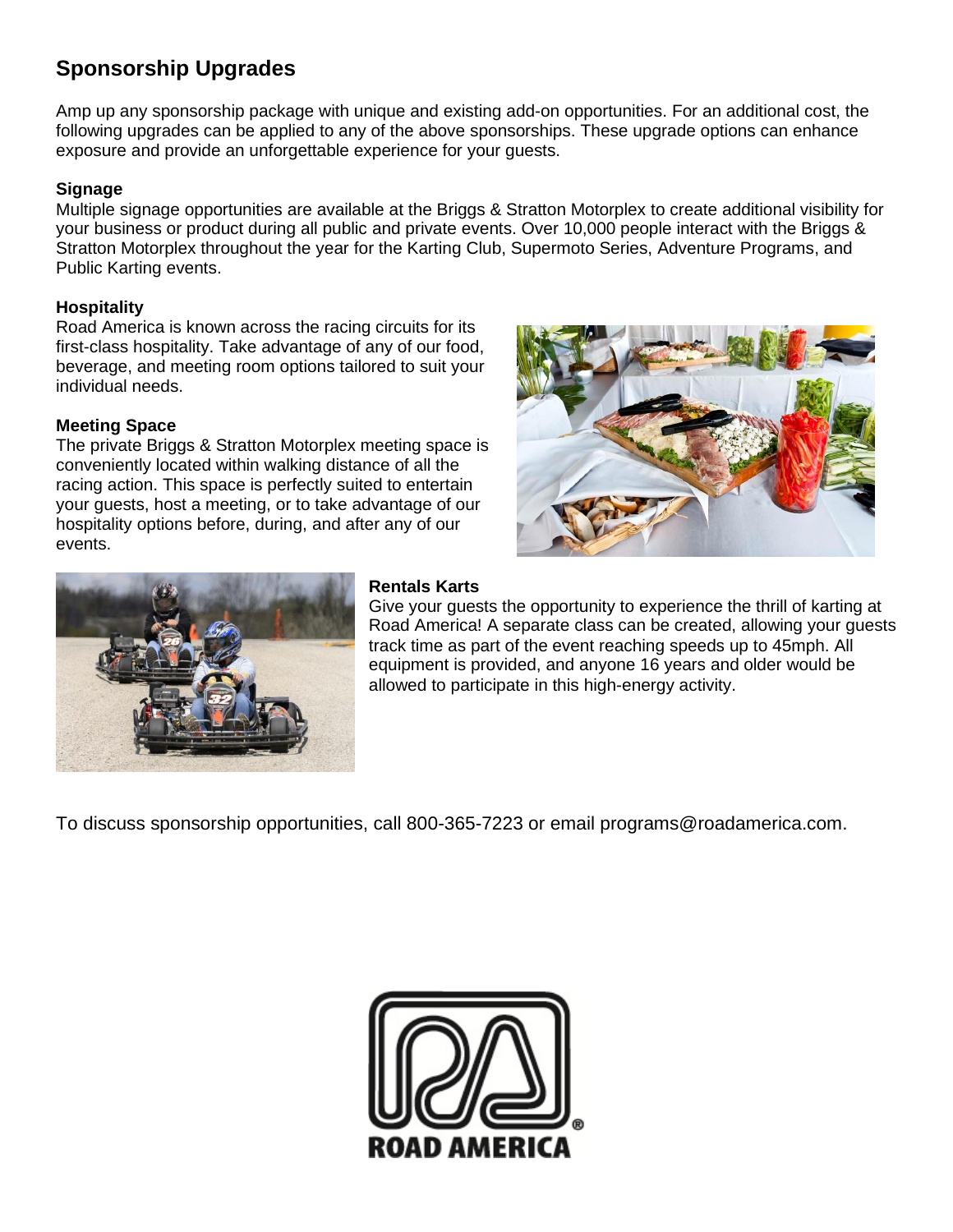## Sponsorship Upgrades

Amp up any sponsorship package with unique and existing add-on opportunities. For an additional cost, the following upgrades can be applied to any of the above sponsorships. These upgrade options can enhance exposure and provide an unforgettable experience for your guests.

### Signage

Multiple signage opportunities are available at the Briggs & Stratton Motorplex to create additional visibility for your business or product during all public and private events. Over 10,000 people interact with the Briggs & Stratton Motorplex throughout the year for the Karting Club, Supermoto Series, Adventure Programs, and Public Karting events.

### Hospitality

Road America is known across the racing circuits for its first-class hospitality. Take advantage of any of our food, beverage, and meeting room options tailored to suit your individual needs.

### Meeting Space

The private Briggs & Stratton Motorplex meeting space is conveniently located within walking distance of all the racing action. This space is perfectly suited to entertain your guests, host a meeting, or to take advantage of our hospitality options before, during, and after any of our events.

### Rentals Karts

Give your guests the opportunity to experience the thrill of karting at Road America! A separate class can be created, allowing your guests track time as part of the event reaching speeds up to 45mph. All equipment is provided, and anyone 16 years and older would be allowed to participate in this high-energy activity.

To discuss sponsorship opportunities, call 800-365-7223 or email programs@roadamerica.com.

ROAD AMERICA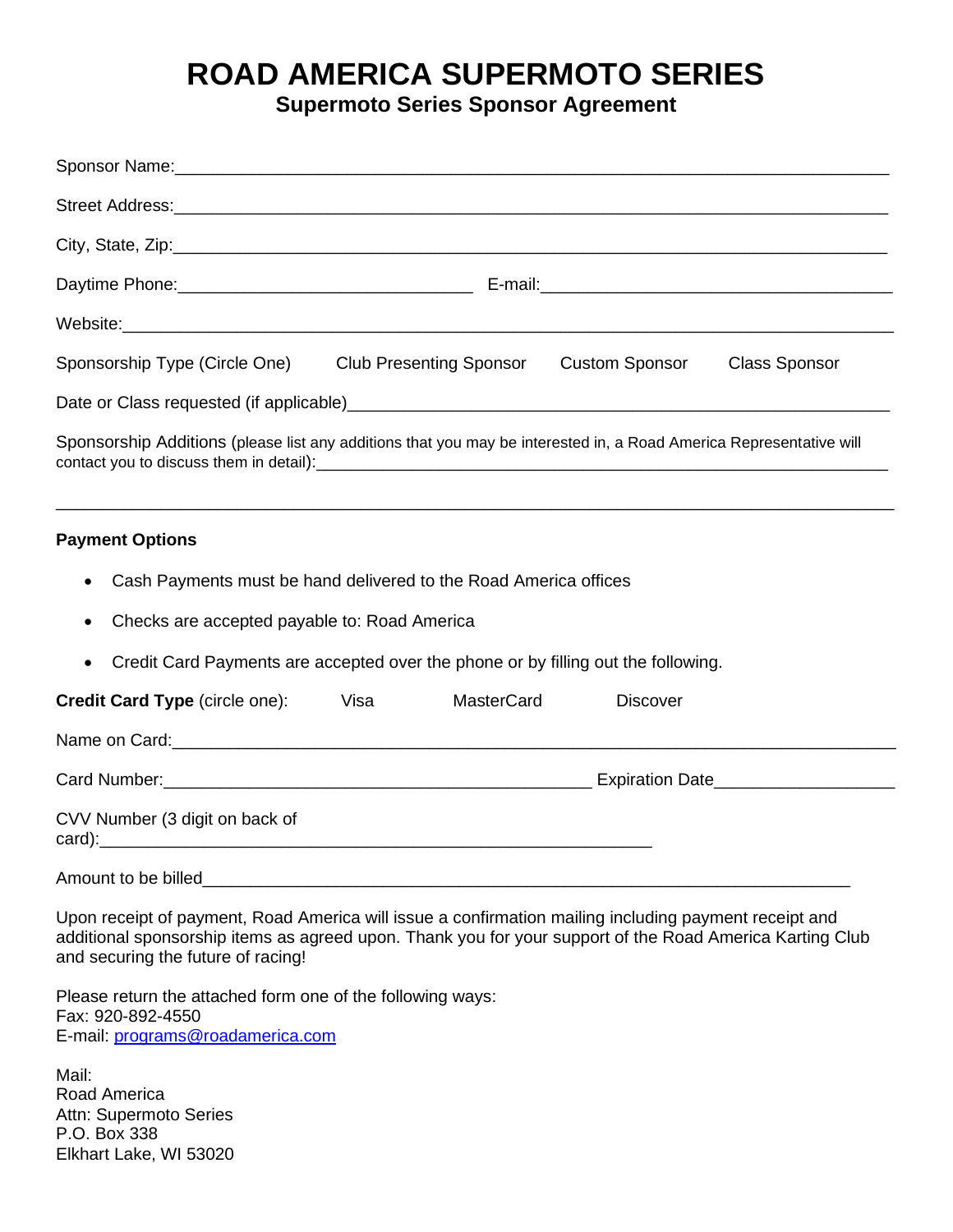// [Human-written opening narrative — Road America Supermoto sponsor form, page 4]
# ROAD AMERICA SUPERMOTO SERIES

## Supermoto Series Sponsor Agreement

Sponsor Name:\_\_\_\_\_\_\_\_\_\_\_\_\_\_\_\_\_\_\_\_\_\_\_\_\_\_\_\_\_\_\_\_\_\_\_\_\_\_\_\_\_\_\_\_\_\_\_\_\_\_\_\_\_\_\_\_\_\_\_\_\_\_\_\_\_\_\_\_\_\_\_\_\_\_

Street Address:\_\_\_\_\_\_\_\_\_\_\_\_\_\_\_\_\_\_\_\_\_\_\_\_\_\_\_\_\_\_\_\_\_\_\_\_\_\_\_\_\_\_\_\_\_\_\_\_\_\_\_\_\_\_\_\_\_\_\_\_\_\_\_\_\_\_\_\_\_\_\_\_\_\_

City, State, Zip:\_\_\_\_\_\_\_\_\_\_\_\_\_\_\_\_\_\_\_\_\_\_\_\_\_\_\_\_\_\_\_\_\_\_\_\_\_\_\_\_\_\_\_\_\_\_\_\_\_\_\_\_\_\_\_\_\_\_\_\_\_\_\_\_\_\_\_\_\_\_\_\_\_

Daytime Phone:\_\_\_\_\_\_\_\_\_\_\_\_\_\_\_\_\_\_\_\_\_\_\_\_\_\_\_\_\_\_\_\_ E-mail:\_\_\_\_\_\_\_\_\_\_\_\_\_\_\_\_\_\_\_\_\_\_\_\_\_\_\_\_\_\_\_\_\_\_\_\_\_\_

Website:\_\_\_\_\_\_\_\_\_\_\_\_\_\_\_\_\_\_\_\_\_\_\_\_\_\_\_\_\_\_\_\_\_\_\_\_\_\_\_\_\_\_\_\_\_\_\_\_\_\_\_\_\_\_\_\_\_\_\_\_\_\_\_\_\_\_\_\_\_\_\_\_\_\_\_\_\_\_\_\_

Sponsorship Type (Circle One) Club Presenting Sponsor Custom Sponsor Class Sponsor

Date or Class requested (if applicable)\_\_\_\_\_\_\_\_\_\_\_\_\_\_\_\_\_\_\_\_\_\_\_\_\_\_\_\_\_\_\_\_\_\_\_\_\_\_\_\_\_\_\_\_\_\_\_\_\_\_\_\_\_\_\_\_\_\_

Sponsorship Additions (please list any additions that you may be interested in, a Road America Representative will contact you to discuss them in detail):\_\_\_\_\_\_\_\_\_\_\_\_\_\_\_\_\_\_\_\_\_\_\_\_\_\_\_\_\_\_\_\_\_\_\_\_\_\_\_\_\_\_\_\_\_\_\_\_\_\_\_\_\_\_\_\_

\_\_\_\_\_\_\_\_\_\_\_\_\_\_\_\_\_\_\_\_\_\_\_\_\_\_\_\_\_\_\_\_\_\_\_\_\_\_\_\_\_\_\_\_\_\_\_\_\_\_\_\_\_\_\_\_\_\_\_\_\_\_\_\_\_\_\_\_\_\_\_\_\_\_\_\_\_\_\_\_\_\_\_\_\_\_\_\_\_\_

**Payment Options**

- Cash Payments must be hand delivered to the Road America offices
- Checks are accepted payable to: Road America
- Credit Card Payments are accepted over the phone or by filling out the following.

**Credit Card Type** (circle one): Visa MasterCard Discover

Name on Card:\_\_\_\_\_\_\_\_\_\_\_\_\_\_\_\_\_\_\_\_\_\_\_\_\_\_\_\_\_\_\_\_\_\_\_\_\_\_\_\_\_\_\_\_\_\_\_\_\_\_\_\_\_\_\_\_\_\_\_\_\_\_\_\_\_\_\_\_\_\_\_\_\_\_\_

Card Number:\_\_\_\_\_\_\_\_\_\_\_\_\_\_\_\_\_\_\_\_\_\_\_\_\_\_\_\_\_\_\_\_\_\_\_\_\_\_\_\_\_\_\_\_\_\_ Expiration Date\_\_\_\_\_\_\_\_\_\_\_\_\_\_\_\_\_\_\_

CVV Number (3 digit on back of card):\_\_\_\_\_\_\_\_\_\_\_\_\_\_\_\_\_\_\_\_\_\_\_\_\_\_\_\_\_\_\_\_\_\_\_\_\_\_\_\_\_\_\_\_\_\_\_\_\_\_\_\_\_\_\_\_\_\_\_\_

Amount to be billed\_\_\_\_\_\_\_\_\_\_\_\_\_\_\_\_\_\_\_\_\_\_\_\_\_\_\_\_\_\_\_\_\_\_\_\_\_\_\_\_\_\_\_\_\_\_\_\_\_\_\_\_\_\_\_\_\_\_\_\_\_\_\_\_\_\_\_\_\_

Upon receipt of payment, Road America will issue a confirmation mailing including payment receipt and additional sponsorship items as agreed upon. Thank you for your support of the Road America Karting Club and securing the future of racing!

Please return the attached form one of the following ways:
Fax: 920-892-4550
E-mail: programs@roadamerica.com

Mail:
Road America
Attn: Supermoto Series
P.O. Box 338
Elkhart Lake, WI 53020